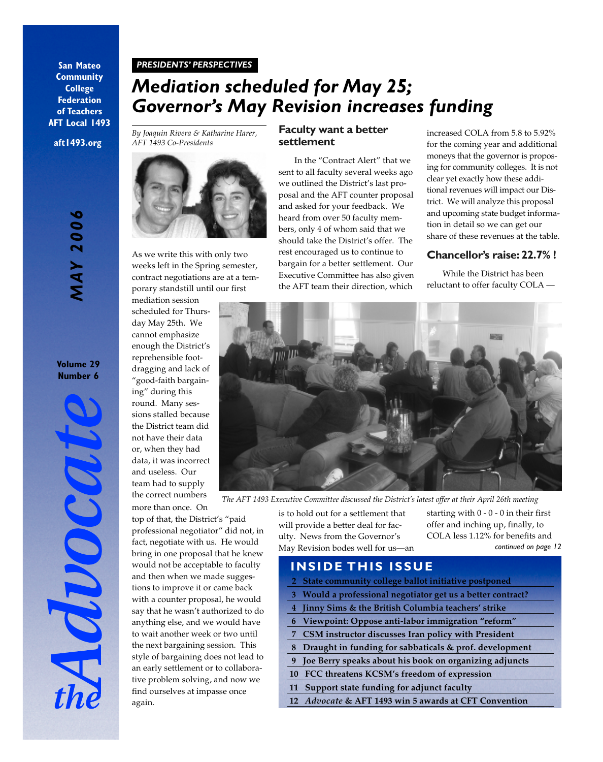San Mateo Community College Federation of Teachers AFT Local 1493

aft1493.org

MAY 2006

Volume 29 Number 6

# *the Advocate*

*PRESIDENTS' PERSPECTIVES*

# *Mediation scheduled for May 25; Governor's May Revision increases funding*

*By Joaquin Rivera & Katharine Harer, AFT 1493 Co-Presidents*

As we write this with only two weeks left in the Spring semester, contract negotiations are at a temporary standstill until our first mediation session scheduled for Thursday May 25th. We cannot emphasize enough the District's reprehensible foot-dragging and lack of "good-faith bargaining" during this round. Many sessions stalled because the District team did not have their data or, when they had data, it was incorrect and useless. Our team had to supply the correct numbers more than once. On top of that, the District's "paid professional negotiator" did not, in fact, negotiate with us. He would bring in one proposal that he knew would not be acceptable to faculty and then when we made suggestions to improve it or came back with a counter proposal, he would say that he wasn't authorized to do anything else, and we would have to wait another week or two until the next bargaining session. This style of bargaining does not lead to an early settlement or to collaborative problem solving, and now we find ourselves at impasse once again.

## Faculty want a better settlement

In the "Contract Alert" that we sent to all faculty several weeks ago we outlined the District's last proposal and the AFT counter proposal and asked for your feedback. We heard from over 50 faculty members, only 4 of whom said that we should take the District's offer. The rest encouraged us to continue to bargain for a better settlement. Our Executive Committee has also given the AFT team their direction, which is to hold out for a settlement that will provide a better deal for faculty. News from the Governor's May Revision bodes well for us—an increased COLA from 5.8 to 5.92% for the coming year and additional moneys that the governor is proposing for community colleges. It is not clear yet exactly how these additional revenues will impact our District. We will analyze this proposal and upcoming state budget information in detail so we can get our share of these revenues at the table.

## Chancellor's raise: 22.7% !

While the District has been reluctant to offer faculty COLA — starting with 0 - 0 - 0 in their first offer and inching up, finally, to COLA less 1.12% for benefits and

*continued on page 12*

*The AFT 1493 Executive Committee discussed the District's latest offer at their April 26th meeting*

## INSIDE THIS ISSUE

2 State community college ballot initiative postponed
3 Would a professional negotiator get us a better contract?
4 Jinny Sims & the British Columbia teachers' strike
6 Viewpoint: Oppose anti-labor immigration "reform"
7 CSM instructor discusses Iran policy with President
8 Draught in funding for sabbaticals & prof. development
9 Joe Berry speaks about his book on organizing adjuncts
10 FCC threatens KCSM's freedom of expression
11 Support state funding for adjunct faculty
12 *Advocate* & AFT 1493 win 5 awards at CFT Convention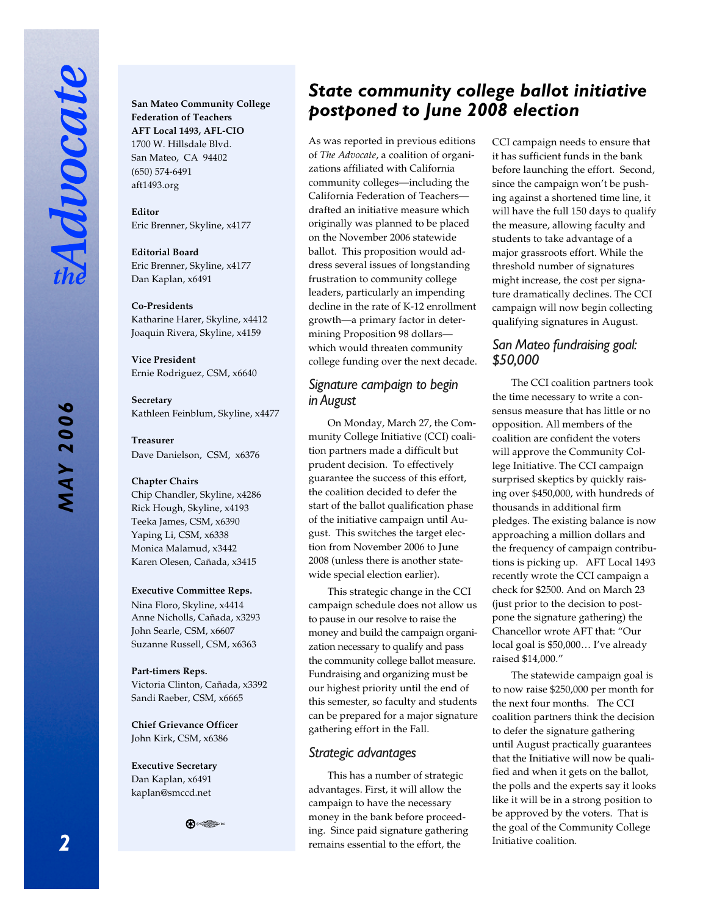**San Mateo Community College Federation of Teachers**
**AFT Local 1493, AFL-CIO**
1700 W. Hillsdale Blvd.
San Mateo, CA 94402
(650) 574-6491
aft1493.org

**Editor**
Eric Brenner, Skyline, x4177

**Editorial Board**
Eric Brenner, Skyline, x4177
Dan Kaplan, x6491

**Co-Presidents**
Katharine Harer, Skyline, x4412
Joaquin Rivera, Skyline, x4159

**Vice President**
Ernie Rodriguez, CSM, x6640

**Secretary**
Kathleen Feinblum, Skyline, x4477

**Treasurer**
Dave Danielson, CSM, x6376

**Chapter Chairs**
Chip Chandler, Skyline, x4286
Rick Hough, Skyline, x4193
Teeka James, CSM, x6390
Yaping Li, CSM, x6338
Monica Malamud, x3442
Karen Olesen, Cañada, x3415

**Executive Committee Reps.**
Nina Floro, Skyline, x4414
Anne Nicholls, Cañada, x3293
John Searle, CSM, x6607
Suzanne Russell, CSM, x6363

**Part-timers Reps.**
Victoria Clinton, Cañada, x3392
Sandi Raeber, CSM, x6665

**Chief Grievance Officer**
John Kirk, CSM, x6386

**Executive Secretary**
Dan Kaplan, x6491
kaplan@smccd.net

# State community college ballot initiative postponed to June 2008 election

As was reported in previous editions of *The Advocate*, a coalition of organizations affiliated with California community colleges—including the California Federation of Teachers—drafted an initiative measure which originally was planned to be placed on the November 2006 statewide ballot. This proposition would address several issues of longstanding frustration to community college leaders, particularly an impending decline in the rate of K-12 enrollment growth—a primary factor in determining Proposition 98 dollars—which would threaten community college funding over the next decade.

## Signature campaign to begin in August

On Monday, March 27, the Community College Initiative (CCI) coalition partners made a difficult but prudent decision. To effectively guarantee the success of this effort, the coalition decided to defer the start of the ballot qualification phase of the initiative campaign until August. This switches the target election from November 2006 to June 2008 (unless there is another statewide special election earlier).

This strategic change in the CCI campaign schedule does not allow us to pause in our resolve to raise the money and build the campaign organization necessary to qualify and pass the community college ballot measure. Fundraising and organizing must be our highest priority until the end of this semester, so faculty and students can be prepared for a major signature gathering effort in the Fall.

## Strategic advantages

This has a number of strategic advantages. First, it will allow the campaign to have the necessary money in the bank before proceeding. Since paid signature gathering remains essential to the effort, the CCI campaign needs to ensure that it has sufficient funds in the bank before launching the effort. Second, since the campaign won't be pushing against a shortened time line, it will have the full 150 days to qualify the measure, allowing faculty and students to take advantage of a major grassroots effort. While the threshold number of signatures might increase, the cost per signature dramatically declines. The CCI campaign will now begin collecting qualifying signatures in August.

## San Mateo fundraising goal: $50,000

The CCI coalition partners took the time necessary to write a consensus measure that has little or no opposition. All members of the coalition are confident the voters will approve the Community College Initiative. The CCI campaign surprised skeptics by quickly raising over $450,000, with hundreds of thousands in additional firm pledges. The existing balance is now approaching a million dollars and the frequency of campaign contributions is picking up. AFT Local 1493 recently wrote the CCI campaign a check for $2500. And on March 23 (just prior to the decision to postpone the signature gathering) the Chancellor wrote AFT that: "Our local goal is $50,000… I've already raised $14,000."

The statewide campaign goal is to now raise $250,000 per month for the next four months. The CCI coalition partners think the decision to defer the signature gathering until August practically guarantees that the Initiative will now be qualified and when it gets on the ballot, the polls and the experts say it looks like it will be in a strong position to be approved by the voters. That is the goal of the Community College Initiative coalition.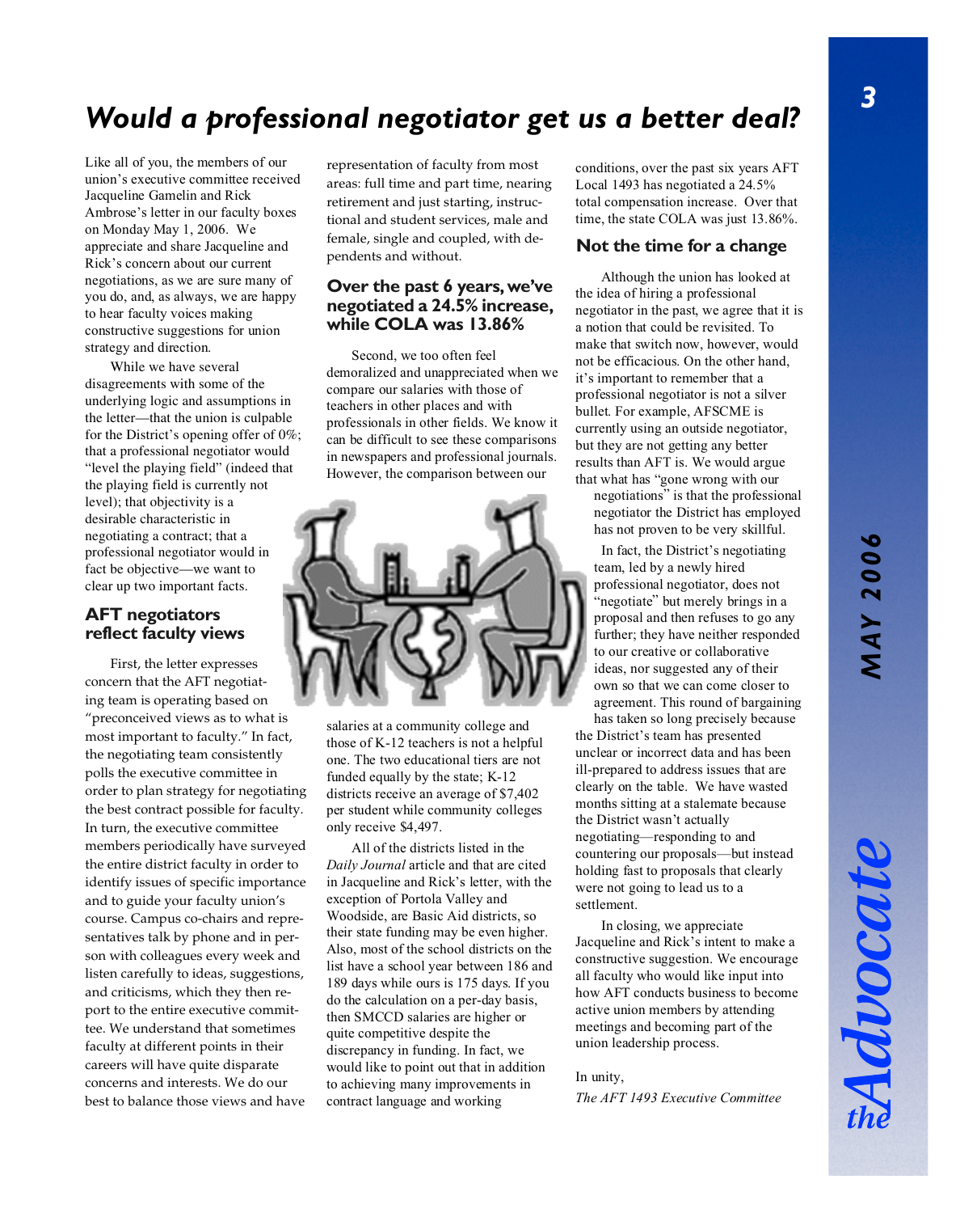# Would a professional negotiator get us a better deal?

Like all of you, the members of our union's executive committee received Jacqueline Gamelin and Rick Ambrose's letter in our faculty boxes on Monday May 1, 2006. We appreciate and share Jacqueline and Rick's concern about our current negotiations, as we are sure many of you do, and, as always, we are happy to hear faculty voices making constructive suggestions for union strategy and direction.

While we have several disagreements with some of the underlying logic and assumptions in the letter—that the union is culpable for the District's opening offer of 0%; that a professional negotiator would "level the playing field" (indeed that the playing field is currently not level); that objectivity is a desirable characteristic in negotiating a contract; that a professional negotiator would in fact be objective—we want to clear up two important facts.

## AFT negotiators reflect faculty views

First, the letter expresses concern that the AFT negotiating team is operating based on "preconceived views as to what is most important to faculty." In fact, the negotiating team consistently polls the executive committee in order to plan strategy for negotiating the best contract possible for faculty. In turn, the executive committee members periodically have surveyed the entire district faculty in order to identify issues of specific importance and to guide your faculty union's course. Campus co-chairs and representatives talk by phone and in person with colleagues every week and listen carefully to ideas, suggestions, and criticisms, which they then report to the entire executive committee. We understand that sometimes faculty at different points in their careers will have quite disparate concerns and interests. We do our best to balance those views and have representation of faculty from most areas: full time and part time, nearing retirement and just starting, instructional and student services, male and female, single and coupled, with dependents and without.

## Over the past 6 years, we've negotiated a 24.5% increase, while COLA was 13.86%

Second, we too often feel demoralized and unappreciated when we compare our salaries with those of teachers in other places and with professionals in other fields. We know it can be difficult to see these comparisons in newspapers and professional journals. However, the comparison between our salaries at a community college and those of K-12 teachers is not a helpful one. The two educational tiers are not funded equally by the state; K-12 districts receive an average of $7,402 per student while community colleges only receive $4,497.

All of the districts listed in the *Daily Journal* article and that are cited in Jacqueline and Rick's letter, with the exception of Portola Valley and Woodside, are Basic Aid districts, so their state funding may be even higher. Also, most of the school districts on the list have a school year between 186 and 189 days while ours is 175 days. If you do the calculation on a per-day basis, then SMCCD salaries are higher or quite competitive despite the discrepancy in funding. In fact, we would like to point out that in addition to achieving many improvements in contract language and working conditions, over the past six years AFT Local 1493 has negotiated a 24.5% total compensation increase. Over that time, the state COLA was just 13.86%.

## Not the time for a change

Although the union has looked at the idea of hiring a professional negotiator in the past, we agree that it is a notion that could be revisited. To make that switch now, however, would not be efficacious. On the other hand, it's important to remember that a professional negotiator is not a silver bullet. For example, AFSCME is currently using an outside negotiator, but they are not getting any better results than AFT is. We would argue that what has "gone wrong with our negotiations" is that the professional negotiator the District has employed has not proven to be very skillful.

In fact, the District's negotiating team, led by a newly hired professional negotiator, does not "negotiate" but merely brings in a proposal and then refuses to go any further; they have neither responded to our creative or collaborative ideas, nor suggested any of their own so that we can come closer to agreement. This round of bargaining has taken so long precisely because the District's team has presented unclear or incorrect data and has been ill-prepared to address issues that are clearly on the table. We have wasted months sitting at a stalemate because the District wasn't actually negotiating—responding to and countering our proposals—but instead holding fast to proposals that clearly were not going to lead us to a settlement.

In closing, we appreciate Jacqueline and Rick's intent to make a constructive suggestion. We encourage all faculty who would like input into how AFT conducts business to become active union members by attending meetings and becoming part of the union leadership process.

In unity,

*The AFT 1493 Executive Committee*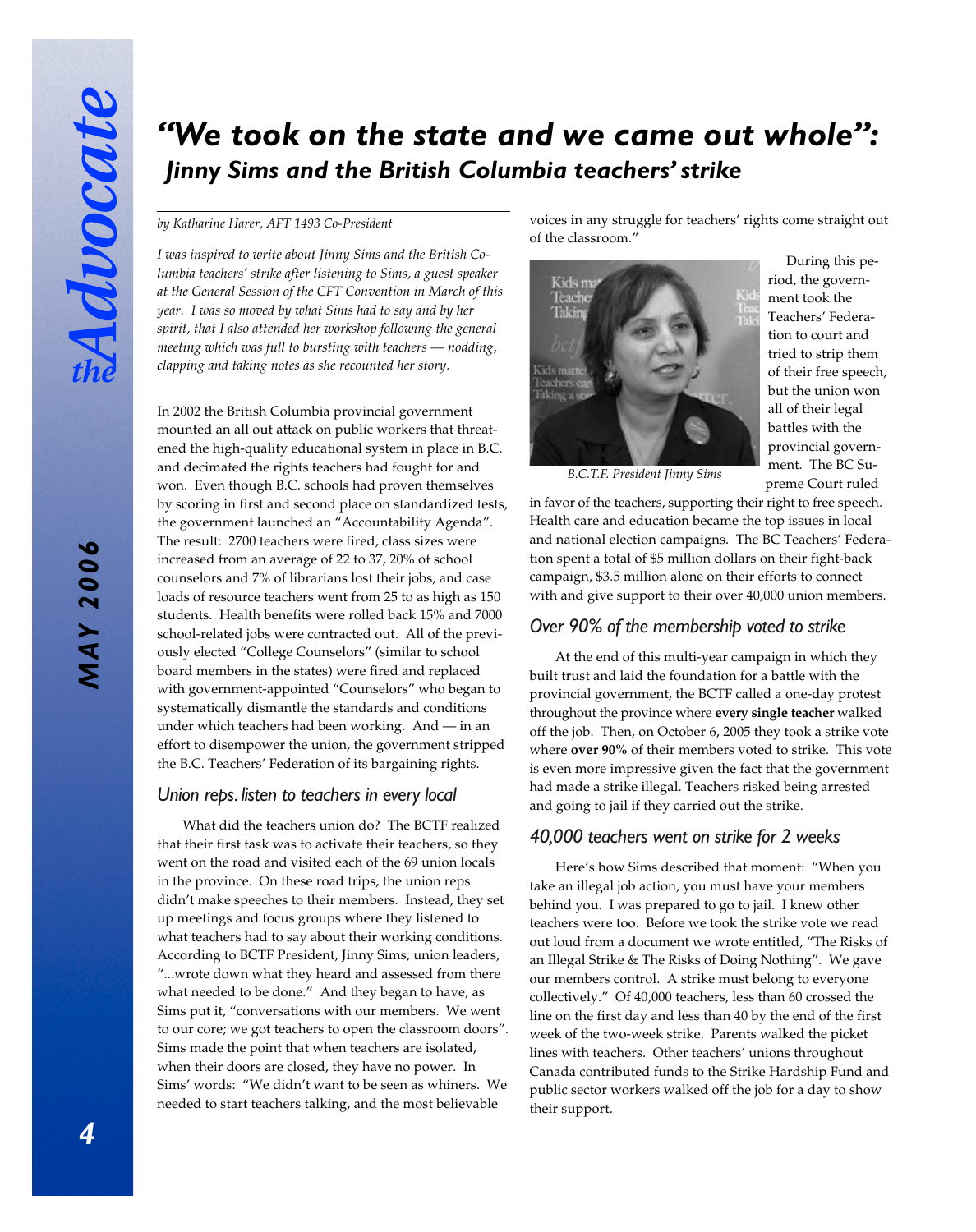# "We took on the state and we came out whole": Jinny Sims and the British Columbia teachers' strike

*by Katharine Harer, AFT 1493 Co-President*

*I was inspired to write about Jinny Sims and the British Columbia teachers' strike after listening to Sims, a guest speaker at the General Session of the CFT Convention in March of this year. I was so moved by what Sims had to say and by her spirit, that I also attended her workshop following the general meeting which was full to bursting with teachers — nodding, clapping and taking notes as she recounted her story.*

In 2002 the British Columbia provincial government mounted an all out attack on public workers that threatened the high-quality educational system in place in B.C. and decimated the rights teachers had fought for and won. Even though B.C. schools had proven themselves by scoring in first and second place on standardized tests, the government launched an "Accountability Agenda". The result: 2700 teachers were fired, class sizes were increased from an average of 22 to 37, 20% of school counselors and 7% of librarians lost their jobs, and case loads of resource teachers went from 25 to as high as 150 students. Health benefits were rolled back 15% and 7000 school-related jobs were contracted out. All of the previously elected "College Counselors" (similar to school board members in the states) were fired and replaced with government-appointed "Counselors" who began to systematically dismantle the standards and conditions under which teachers had been working. And — in an effort to disempower the union, the government stripped the B.C. Teachers' Federation of its bargaining rights.

## Union reps. listen to teachers in every local

What did the teachers union do? The BCTF realized that their first task was to activate their teachers, so they went on the road and visited each of the 69 union locals in the province. On these road trips, the union reps didn't make speeches to their members. Instead, they set up meetings and focus groups where they listened to what teachers had to say about their working conditions. According to BCTF President, Jinny Sims, union leaders, "...wrote down what they heard and assessed from there what needed to be done." And they began to have, as Sims put it, "conversations with our members. We went to our core; we got teachers to open the classroom doors". Sims made the point that when teachers are isolated, when their doors are closed, they have no power. In Sims' words: "We didn't want to be seen as whiners. We needed to start teachers talking, and the most believable voices in any struggle for teachers' rights come straight out of the classroom."

B.C.T.F. President Jinny Sims

During this period, the government took the Teachers' Federation to court and tried to strip them of their free speech, but the union won all of their legal battles with the provincial government. The BC Supreme Court ruled in favor of the teachers, supporting their right to free speech. Health care and education became the top issues in local and national election campaigns. The BC Teachers' Federation spent a total of $5 million dollars on their fight-back campaign, $3.5 million alone on their efforts to connect with and give support to their over 40,000 union members.

## Over 90% of the membership voted to strike

At the end of this multi-year campaign in which they built trust and laid the foundation for a battle with the provincial government, the BCTF called a one-day protest throughout the province where **every single teacher** walked off the job. Then, on October 6, 2005 they took a strike vote where **over 90%** of their members voted to strike. This vote is even more impressive given the fact that the government had made a strike illegal. Teachers risked being arrested and going to jail if they carried out the strike.

## 40,000 teachers went on strike for 2 weeks

Here's how Sims described that moment: "When you take an illegal job action, you must have your members behind you. I was prepared to go to jail. I knew other teachers were too. Before we took the strike vote we read out loud from a document we wrote entitled, "The Risks of an Illegal Strike & The Risks of Doing Nothing". We gave our members control. A strike must belong to everyone collectively." Of 40,000 teachers, less than 60 crossed the line on the first day and less than 40 by the end of the first week of the two-week strike. Parents walked the picket lines with teachers. Other teachers' unions throughout Canada contributed funds to the Strike Hardship Fund and public sector workers walked off the job for a day to show their support.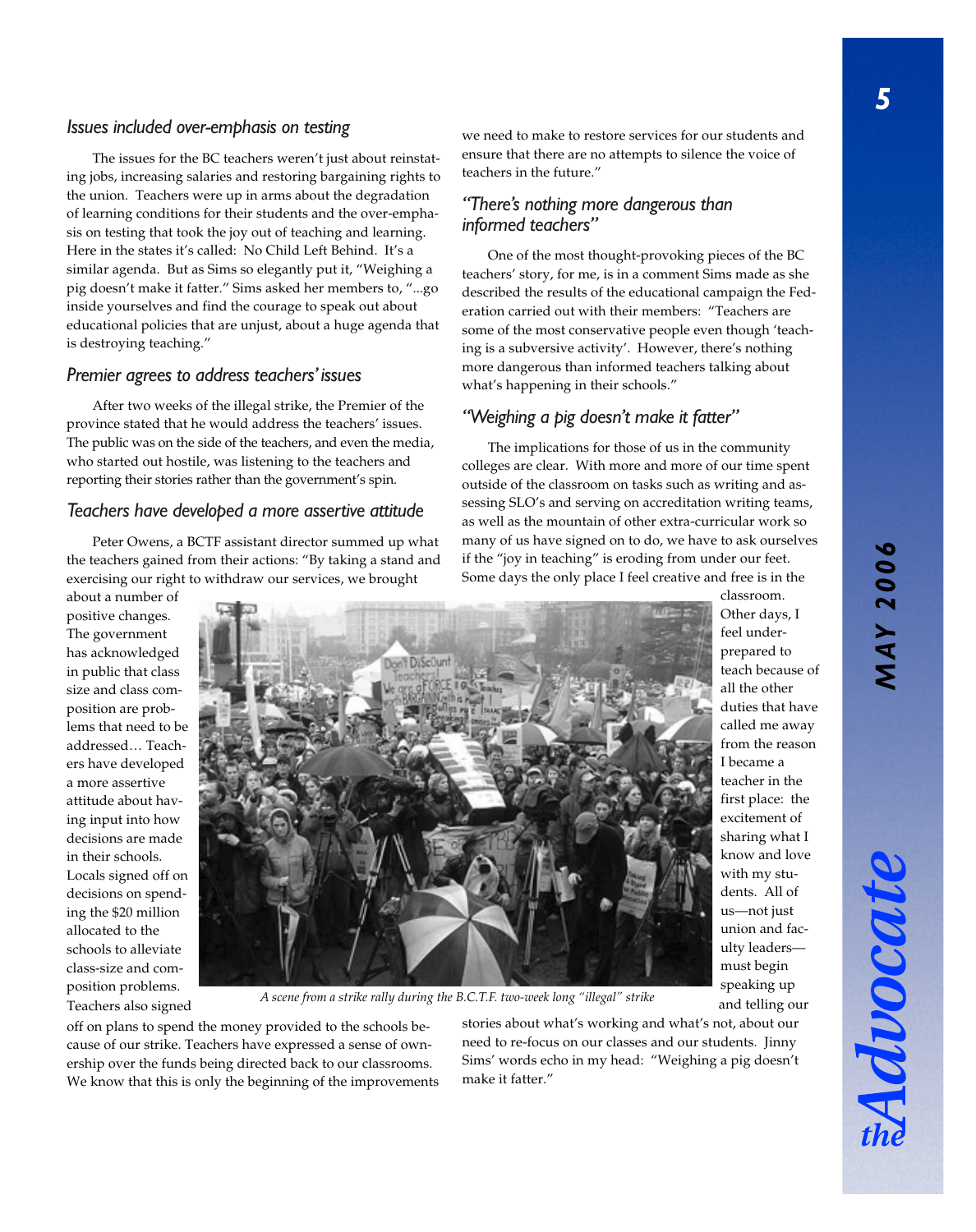### *Issues included over-emphasis on testing*

The issues for the BC teachers weren't just about reinstating jobs, increasing salaries and restoring bargaining rights to the union. Teachers were up in arms about the degradation of learning conditions for their students and the over-emphasis on testing that took the joy out of teaching and learning. Here in the states it's called: No Child Left Behind. It's a similar agenda. But as Sims so elegantly put it, "Weighing a pig doesn't make it fatter." Sims asked her members to, "...go inside yourselves and find the courage to speak out about educational policies that are unjust, about a huge agenda that is destroying teaching."

### *Premier agrees to address teachers' issues*

After two weeks of the illegal strike, the Premier of the province stated that he would address the teachers' issues. The public was on the side of the teachers, and even the media, who started out hostile, was listening to the teachers and reporting their stories rather than the government's spin.

### *Teachers have developed a more assertive attitude*

Peter Owens, a BCTF assistant director summed up what the teachers gained from their actions: "By taking a stand and exercising our right to withdraw our services, we brought about a number of positive changes. The government has acknowledged in public that class size and class composition are problems that need to be addressed… Teachers have developed a more assertive attitude about having input into how decisions are made in their schools. Locals signed off on decisions on spending the $20 million allocated to the schools to alleviate class-size and composition problems. Teachers also signed off on plans to spend the money provided to the schools because of our strike. Teachers have expressed a sense of ownership over the funds being directed back to our classrooms. We know that this is only the beginning of the improvements we need to make to restore services for our students and ensure that there are no attempts to silence the voice of teachers in the future."

*A scene from a strike rally during the B.C.T.F. two-week long "illegal" strike*

### *"There's nothing more dangerous than informed teachers"*

One of the most thought-provoking pieces of the BC teachers' story, for me, is in a comment Sims made as she described the results of the educational campaign the Federation carried out with their members: "Teachers are some of the most conservative people even though 'teaching is a subversive activity'. However, there's nothing more dangerous than informed teachers talking about what's happening in their schools."

### *"Weighing a pig doesn't make it fatter"*

The implications for those of us in the community colleges are clear. With more and more of our time spent outside of the classroom on tasks such as writing and assessing SLO's and serving on accreditation writing teams, as well as the mountain of other extra-curricular work so many of us have signed on to do, we have to ask ourselves if the "joy in teaching" is eroding from under our feet. Some days the only place I feel creative and free is in the classroom. Other days, I feel under-prepared to teach because of all the other duties that have called me away from the reason I became a teacher in the first place: the excitement of sharing what I know and love with my students. All of us—not just union and faculty leaders—must begin speaking up and telling our stories about what's working and what's not, about our need to re-focus on our classes and our students. Jinny Sims' words echo in my head: "Weighing a pig doesn't make it fatter."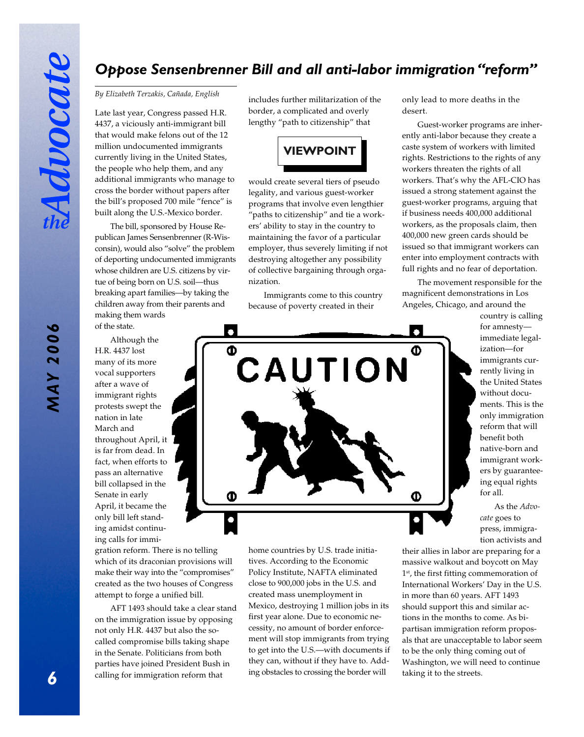# *Oppose Sensenbrenner Bill and all anti-labor immigration "reform"*

*By Elizabeth Terzakis, Cañada, English*

**VIEWPOINT**

Late last year, Congress passed H.R. 4437, a viciously anti-immigrant bill that would make felons out of the 12 million undocumented immigrants currently living in the United States, the people who help them, and any additional immigrants who manage to cross the border without papers after the bill's proposed 700 mile "fence" is built along the U.S.-Mexico border.

The bill, sponsored by House Republican James Sensenbrenner (R-Wisconsin), would also "solve" the problem of deporting undocumented immigrants whose children are U.S. citizens by virtue of being born on U.S. soil—thus breaking apart families—by taking the children away from their parents and making them wards of the state.

Although the H.R. 4437 lost many of its more vocal supporters after a wave of immigrant rights protests swept the nation in late March and throughout April, it is far from dead. In fact, when efforts to pass an alternative bill collapsed in the Senate in early April, it became the only bill left standing amidst continuing calls for immigration reform. There is no telling which of its draconian provisions will make their way into the "compromises" created as the two houses of Congress attempt to forge a unified bill.

AFT 1493 should take a clear stand on the immigration issue by opposing not only H.R. 4437 but also the so-called compromise bills taking shape in the Senate. Politicians from both parties have joined President Bush in calling for immigration reform that includes further militarization of the border, a complicated and overly lengthy "path to citizenship" that would create several tiers of pseudo legality, and various guest-worker programs that involve even lengthier "paths to citizenship" and tie a workers' ability to stay in the country to maintaining the favor of a particular employer, thus severely limiting if not destroying altogether any possibility of collective bargaining through organization.

Immigrants come to this country because of poverty created in their home countries by U.S. trade initiatives. According to the Economic Policy Institute, NAFTA eliminated close to 900,000 jobs in the U.S. and created mass unemployment in Mexico, destroying 1 million jobs in its first year alone. Due to economic necessity, no amount of border enforcement will stop immigrants from trying to get into the U.S.—with documents if they can, without if they have to. Adding obstacles to crossing the border will only lead to more deaths in the desert.

Guest-worker programs are inherently anti-labor because they create a caste system of workers with limited rights. Restrictions to the rights of any workers threaten the rights of all workers. That's why the AFL-CIO has issued a strong statement against the guest-worker programs, arguing that if business needs 400,000 additional workers, as the proposals claim, then 400,000 new green cards should be issued so that immigrant workers can enter into employment contracts with full rights and no fear of deportation.

The movement responsible for the magnificent demonstrations in Los Angeles, Chicago, and around the country is calling for amnesty—immediate legalization—for immigrants currently living in the United States without documents. This is the only immigration reform that will benefit both native-born and immigrant workers by guaranteeing equal rights for all.

As the *Advocate* goes to press, immigration activists and their allies in labor are preparing for a massive walkout and boycott on May 1st, the first fitting commemoration of International Workers' Day in the U.S. in more than 60 years. AFT 1493 should support this and similar actions in the months to come. As bipartisan immigration reform proposals that are unacceptable to labor seem to be the only thing coming out of Washington, we will need to continue taking it to the streets.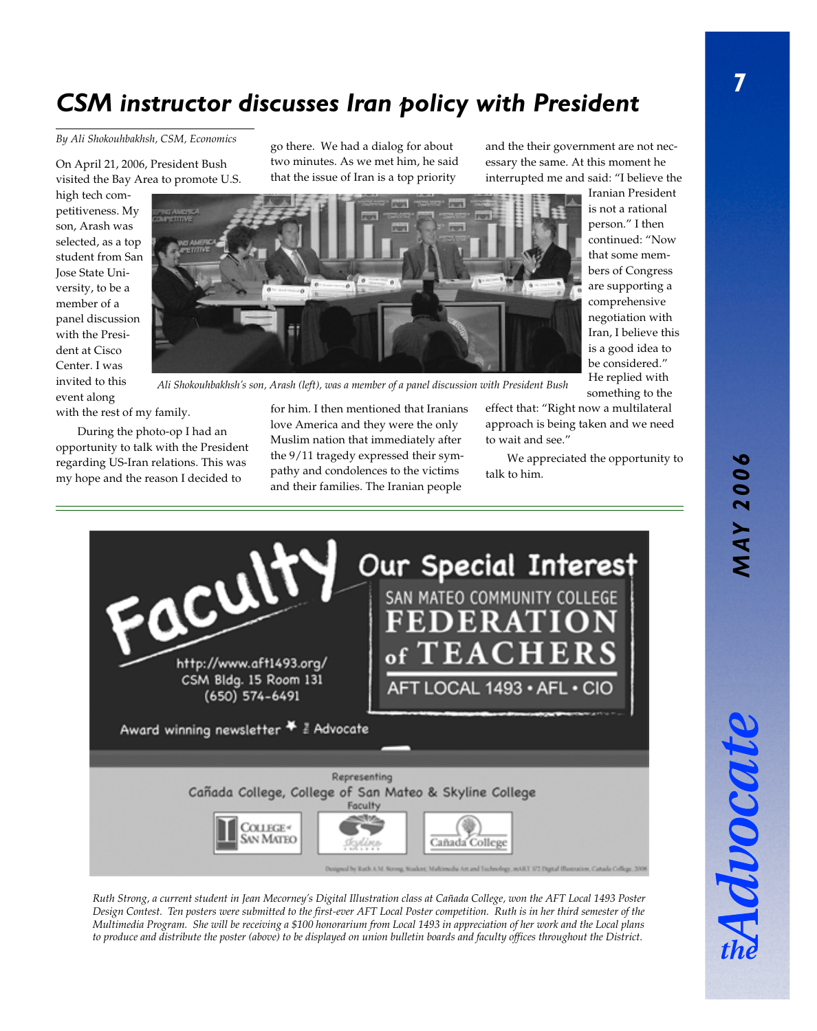## *CSM instructor discusses Iran policy with President*

*By Ali Shokouhbakhsh, CSM, Economics*

On April 21, 2006, President Bush visited the Bay Area to promote U.S. high tech competitiveness. My son, Arash was selected, as a top student from San Jose State University, to be a member of a panel discussion with the President at Cisco Center. I was invited to this event along with the rest of my family.

During the photo-op I had an opportunity to talk with the President regarding US-Iran relations. This was my hope and the reason I decided to go there. We had a dialog for about two minutes. As we met him, he said that the issue of Iran is a top priority for him. I then mentioned that Iranians love America and they were the only Muslim nation that immediately after the 9/11 tragedy expressed their sympathy and condolences to the victims and their families. The Iranian people and the their government are not necessary the same. At this moment he interrupted me and said: "I believe the Iranian President is not a rational person." I then continued: "Now that some members of Congress are supporting a comprehensive negotiation with Iran, I believe this is a good idea to be considered." He replied with something to the effect that: "Right now a multilateral approach is being taken and we need to wait and see."

We appreciated the opportunity to talk to him.

*Ali Shokouhbakhsh's son, Arash (left), was a member of a panel discussion with President Bush*

---

*Ruth Strong, a current student in Jean Mecorney's Digital Illustration class at Cañada College, won the AFT Local 1493 Poster Design Contest. Ten posters were submitted to the first-ever AFT Local Poster competition. Ruth is in her third semester of the Multimedia Program. She will be receiving a $100 honorarium from Local 1493 in appreciation of her work and the Local plans to produce and distribute the poster (above) to be displayed on union bulletin boards and faculty offices throughout the District.*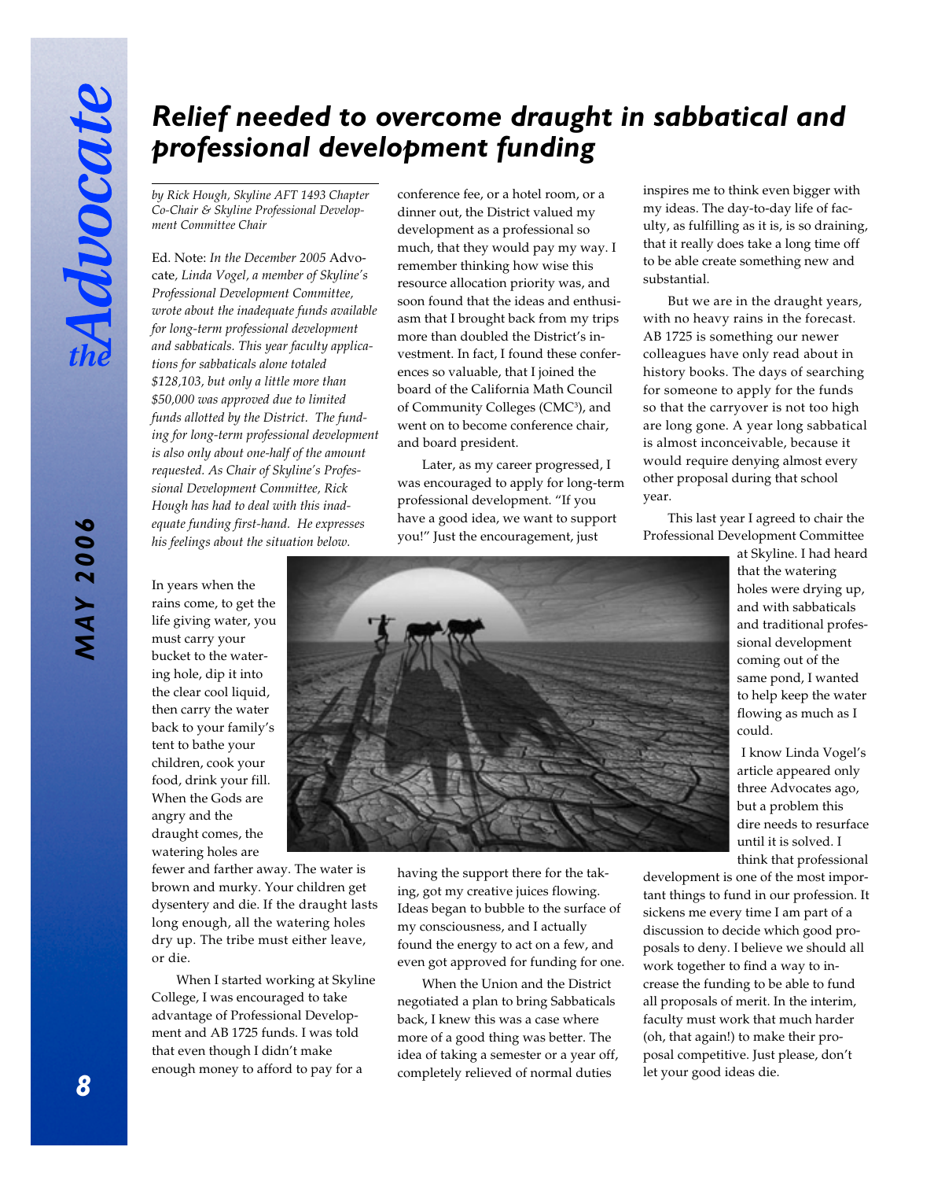# Relief needed to overcome draught in sabbatical and professional development funding

*by Rick Hough, Skyline AFT 1493 Chapter Co-Chair & Skyline Professional Development Committee Chair*

Ed. Note: *In the December 2005* Advocate, *Linda Vogel, a member of Skyline's Professional Development Committee, wrote about the inadequate funds available for long-term professional development and sabbaticals. This year faculty applications for sabbaticals alone totaled $128,103, but only a little more than $50,000 was approved due to limited funds allotted by the District. The funding for long-term professional development is also only about one-half of the amount requested. As Chair of Skyline's Professional Development Committee, Rick Hough has had to deal with this inadequate funding first-hand. He expresses his feelings about the situation below.*

In years when the rains come, to get the life giving water, you must carry your bucket to the watering hole, dip it into the clear cool liquid, then carry the water back to your family's tent to bathe your children, cook your food, drink your fill. When the Gods are angry and the draught comes, the watering holes are fewer and farther away. The water is brown and murky. Your children get dysentery and die. If the draught lasts long enough, all the watering holes dry up. The tribe must either leave, or die.

When I started working at Skyline College, I was encouraged to take advantage of Professional Development and AB 1725 funds. I was told that even though I didn't make enough money to afford to pay for a conference fee, or a hotel room, or a dinner out, the District valued my development as a professional so much, that they would pay my way. I remember thinking how wise this resource allocation priority was, and soon found that the ideas and enthusiasm that I brought back from my trips more than doubled the District's investment. In fact, I found these conferences so valuable, that I joined the board of the California Math Council of Community Colleges (CMC[3]), and went on to become conference chair, and board president.

Later, as my career progressed, I was encouraged to apply for long-term professional development. "If you have a good idea, we want to support you!" Just the encouragement, just having the support there for the taking, got my creative juices flowing. Ideas began to bubble to the surface of my consciousness, and I actually found the energy to act on a few, and even got approved for funding for one.

When the Union and the District negotiated a plan to bring Sabbaticals back, I knew this was a case where more of a good thing was better. The idea of taking a semester or a year off, completely relieved of normal duties inspires me to think even bigger with my ideas. The day-to-day life of faculty, as fulfilling as it is, is so draining, that it really does take a long time off to be able create something new and substantial.

But we are in the draught years, with no heavy rains in the forecast. AB 1725 is something our newer colleagues have only read about in history books. The days of searching for someone to apply for the funds so that the carryover is not too high are long gone. A year long sabbatical is almost inconceivable, because it would require denying almost every other proposal during that school year.

This last year I agreed to chair the Professional Development Committee at Skyline. I had heard that the watering holes were drying up, and with sabbaticals and traditional professional development coming out of the same pond, I wanted to help keep the water flowing as much as I could.

I know Linda Vogel's article appeared only three Advocates ago, but a problem this dire needs to resurface until it is solved. I think that professional development is one of the most important things to fund in our profession. It sickens me every time I am part of a discussion to decide which good proposals to deny. I believe we should all work together to find a way to increase the funding to be able to fund all proposals of merit. In the interim, faculty must work that much harder (oh, that again!) to make their proposal competitive. Just please, don't let your good ideas die.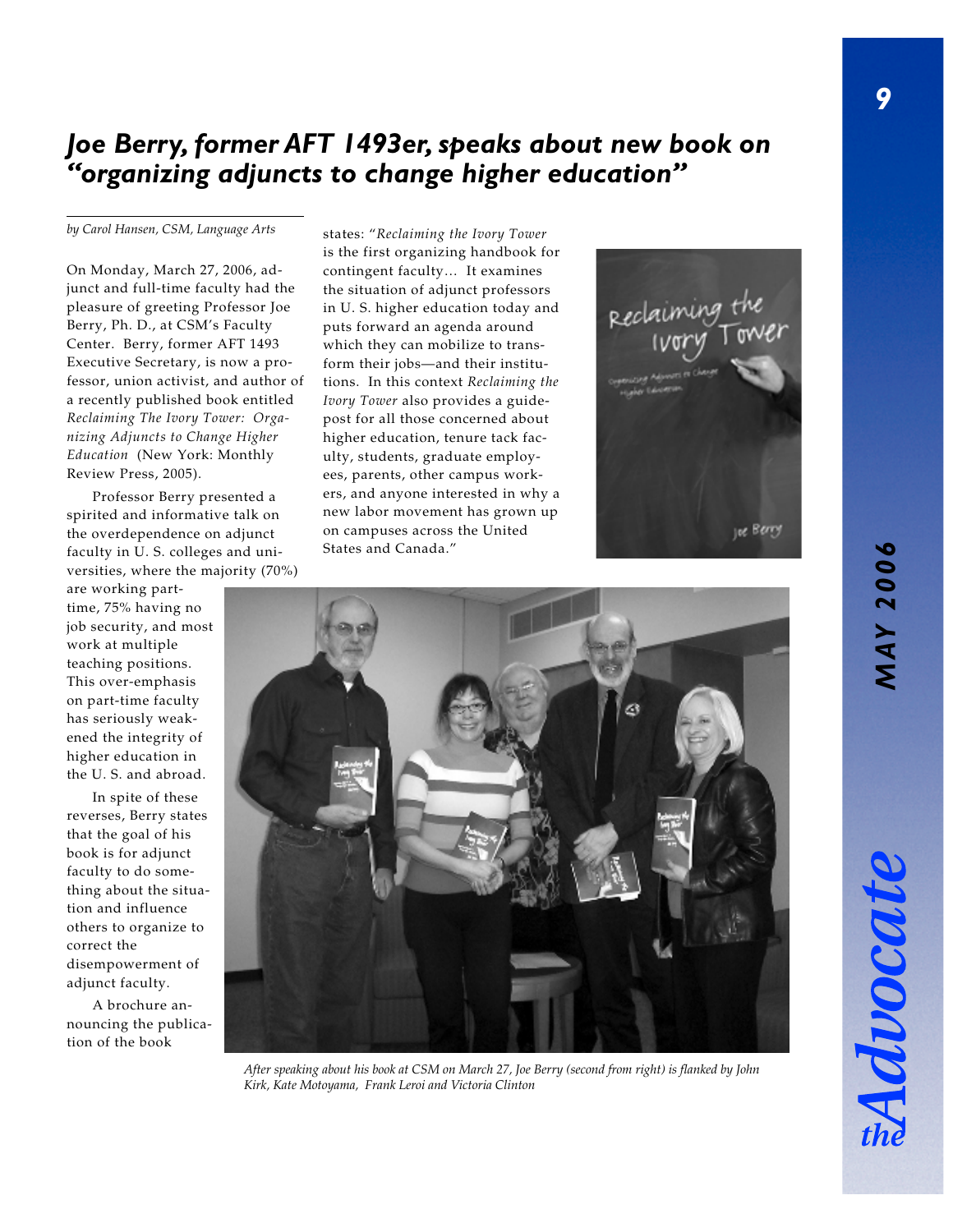# *Joe Berry, former AFT 1493er, speaks about new book on "organizing adjuncts to change higher education"*

*by Carol Hansen, CSM, Language Arts*

On Monday, March 27, 2006, adjunct and full-time faculty had the pleasure of greeting Professor Joe Berry, Ph. D., at CSM's Faculty Center. Berry, former AFT 1493 Executive Secretary, is now a professor, union activist, and author of a recently published book entitled *Reclaiming The Ivory Tower: Organizing Adjuncts to Change Higher Education* (New York: Monthly Review Press, 2005).

Professor Berry presented a spirited and informative talk on the overdependence on adjunct faculty in U. S. colleges and universities, where the majority (70%) are working part-time, 75% having no job security, and most work at multiple teaching positions. This over-emphasis on part-time faculty has seriously weakened the integrity of higher education in the U. S. and abroad.

In spite of these reverses, Berry states that the goal of his book is for adjunct faculty to do something about the situation and influence others to organize to correct the disempowerment of adjunct faculty.

A brochure announcing the publication of the book states: "*Reclaiming the Ivory Tower* is the first organizing handbook for contingent faculty… It examines the situation of adjunct professors in U. S. higher education today and puts forward an agenda around which they can mobilize to transform their jobs—and their institutions. In this context *Reclaiming the Ivory Tower* also provides a guidepost for all those concerned about higher education, tenure tack faculty, students, graduate employees, parents, other campus workers, and anyone interested in why a new labor movement has grown up on campuses across the United States and Canada."

*After speaking about his book at CSM on March 27, Joe Berry (second from right) is flanked by John Kirk, Kate Motoyama, Frank Leroi and Victoria Clinton*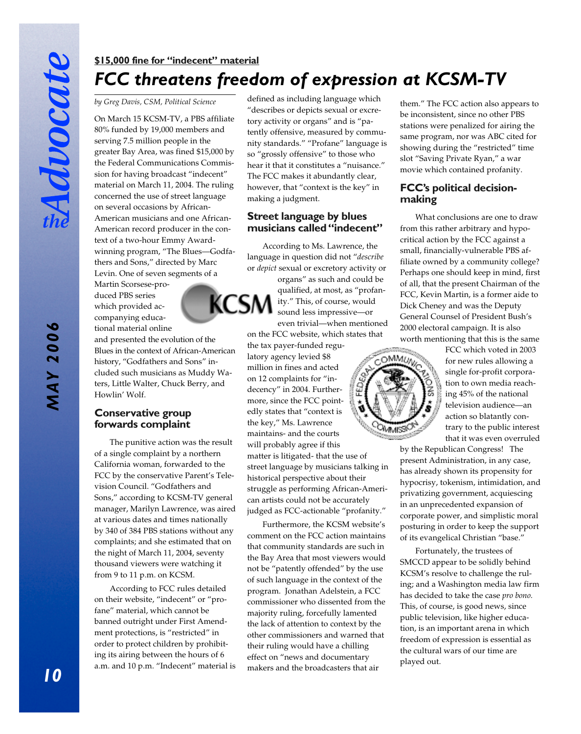**$15,000 fine for "indecent" material**

# FCC threatens freedom of expression at KCSM-TV

*by Greg Davis, CSM, Political Science*

On March 15 KCSM-TV, a PBS affiliate 80% funded by 19,000 members and serving 7.5 million people in the greater Bay Area, was fined $15,000 by the Federal Communications Commission for having broadcast "indecent" material on March 11, 2004. The ruling concerned the use of street language on several occasions by African-American musicians and one African-American record producer in the context of a two-hour Emmy Award-winning program, "The Blues—Godfathers and Sons," directed by Marc Levin. One of seven segments of a Martin Scorsese-produced PBS series which provided accompanying educational material online and presented the evolution of the Blues in the context of African-American history, "Godfathers and Sons" included such musicians as Muddy Waters, Little Walter, Chuck Berry, and Howlin' Wolf.

## Conservative group forwards complaint

The punitive action was the result of a single complaint by a northern California woman, forwarded to the FCC by the conservative Parent's Television Council. "Godfathers and Sons," according to KCSM-TV general manager, Marilyn Lawrence, was aired at various dates and times nationally by 340 of 384 PBS stations without any complaints; and she estimated that on the night of March 11, 2004, seventy thousand viewers were watching it from 9 to 11 p.m. on KCSM.

According to FCC rules detailed on their website, "indecent" or "profane" material, which cannot be banned outright under First Amendment protections, is "restricted" in order to protect children by prohibiting its airing between the hours of 6 a.m. and 10 p.m. "Indecent" material is defined as including language which "describes or depicts sexual or excretory activity or organs" and is "patently offensive, measured by community standards." "Profane" language is so "grossly offensive" to those who hear it that it constitutes a "nuisance." The FCC makes it abundantly clear, however, that "context is the key" in making a judgment.

## Street language by blues musicians called "indecent"

According to Ms. Lawrence, the language in question did not "*describe* or *depict* sexual or excretory activity or organs" as such and could be qualified, at most, as "profanity." This, of course, would sound less impressive—or even trivial—when mentioned on the FCC website, which states that the tax payer-funded regulatory agency levied $8 million in fines and acted on 12 complaints for "indecency" in 2004. Furthermore, since the FCC pointedly states that "context is the key," Ms. Lawrence maintains- and the courts will probably agree if this matter is litigated- that the use of street language by musicians talking in historical perspective about their struggle as performing African-American artists could not be accurately judged as FCC-actionable "profanity."

Furthermore, the KCSM website's comment on the FCC action maintains that community standards are such in the Bay Area that most viewers would not be "patently offended" by the use of such language in the context of the program. Jonathan Adelstein, a FCC commissioner who dissented from the majority ruling, forcefully lamented the lack of attention to context by the other commissioners and warned that their ruling would have a chilling effect on "news and documentary makers and the broadcasters that air them." The FCC action also appears to be inconsistent, since no other PBS stations were penalized for airing the same program, nor was ABC cited for showing during the "restricted" time slot "Saving Private Ryan," a war movie which contained profanity.

## FCC's political decision-making

What conclusions are one to draw from this rather arbitrary and hypocritical action by the FCC against a small, financially-vulnerable PBS affiliate owned by a community college? Perhaps one should keep in mind, first of all, that the present Chairman of the FCC, Kevin Martin, is a former aide to Dick Cheney and was the Deputy General Counsel of President Bush's 2000 electoral campaign. It is also worth mentioning that this is the same FCC which voted in 2003 for new rules allowing a single for-profit corporation to own media reaching 45% of the national television audience—an action so blatantly contrary to the public interest that it was even overruled by the Republican Congress! The present Administration, in any case, has already shown its propensity for hypocrisy, tokenism, intimidation, and privatizing government, acquiescing in an unprecedented expansion of corporate power, and simplistic moral posturing in order to keep the support of its evangelical Christian "base."

Fortunately, the trustees of SMCCD appear to be solidly behind KCSM's resolve to challenge the ruling; and a Washington media law firm has decided to take the case *pro bono.* This, of course, is good news, since public television, like higher education, is an important arena in which freedom of expression is essential as the cultural wars of our time are played out.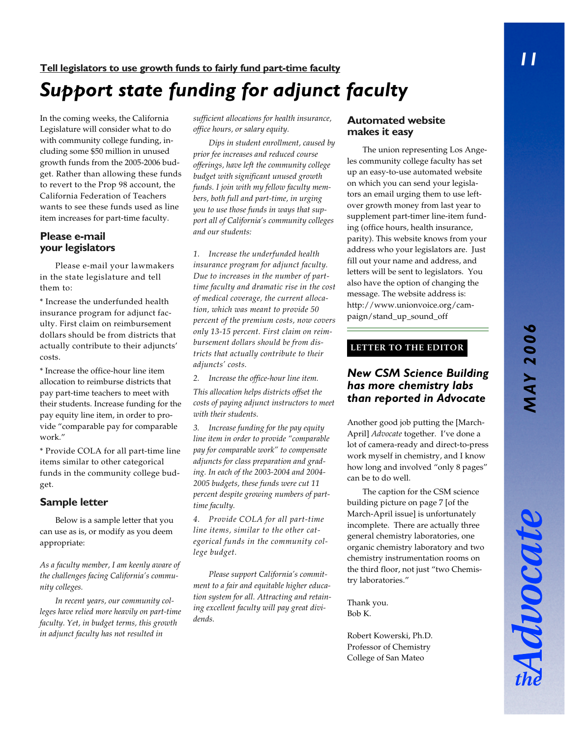**Tell legislators to use growth funds to fairly fund part-time faculty**

# *Support state funding for adjunct faculty*

In the coming weeks, the California Legislature will consider what to do with community college funding, including some $50 million in unused growth funds from the 2005-2006 budget. Rather than allowing these funds to revert to the Prop 98 account, the California Federation of Teachers wants to see these funds used as line item increases for part-time faculty.

## Please e-mail your legislators

Please e-mail your lawmakers in the state legislature and tell them to:

* Increase the underfunded health insurance program for adjunct faculty. First claim on reimbursement dollars should be from districts that actually contribute to their adjuncts' costs.

* Increase the office-hour line item allocation to reimburse districts that pay part-time teachers to meet with their students. Increase funding for the pay equity line item, in order to provide "comparable pay for comparable work."

* Provide COLA for all part-time line items similar to other categorical funds in the community college budget.

## Sample letter

Below is a sample letter that you can use as is, or modify as you deem appropriate:

*As a faculty member, I am keenly aware of the challenges facing California's community colleges.*

*In recent years, our community colleges have relied more heavily on part-time faculty. Yet, in budget terms, this growth in adjunct faculty has not resulted in sufficient allocations for health insurance, office hours, or salary equity.*

*Dips in student enrollment, caused by prior fee increases and reduced course offerings, have left the community college budget with significant unused growth funds. I join with my fellow faculty members, both full and part-time, in urging you to use those funds in ways that support all of California's community colleges and our students:*

*1. Increase the underfunded health insurance program for adjunct faculty. Due to increases in the number of part-time faculty and dramatic rise in the cost of medical coverage, the current allocation, which was meant to provide 50 percent of the premium costs, now covers only 13-15 percent. First claim on reimbursement dollars should be from districts that actually contribute to their adjuncts' costs.*

*2. Increase the office-hour line item. This allocation helps districts offset the costs of paying adjunct instructors to meet with their students.*

*3. Increase funding for the pay equity line item in order to provide "comparable pay for comparable work" to compensate adjuncts for class preparation and grading. In each of the 2003-2004 and 2004-2005 budgets, these funds were cut 11 percent despite growing numbers of part-time faculty.*

*4. Provide COLA for all part-time line items, similar to the other categorical funds in the community college budget.*

*Please support California's commitment to a fair and equitable higher education system for all. Attracting and retaining excellent faculty will pay great dividends.*

## Automated website makes it easy

The union representing Los Angeles community college faculty has set up an easy-to-use automated website on which you can send your legislators an email urging them to use leftover growth money from last year to supplement part-timer line-item funding (office hours, health insurance, parity). This website knows from your address who your legislators are. Just fill out your name and address, and letters will be sent to legislators. You also have the option of changing the message. The website address is: http://www.unionvoice.org/campaign/stand_up_sound_off

---

**LETTER TO THE EDITOR**

## *New CSM Science Building has more chemistry labs than reported in Advocate*

Another good job putting the [March-April] *Advocate* together. I've done a lot of camera-ready and direct-to-press work myself in chemistry, and I know how long and involved "only 8 pages" can be to do well.

The caption for the CSM science building picture on page 7 [of the March-April issue] is unfortunately incomplete. There are actually three general chemistry laboratories, one organic chemistry laboratory and two chemistry instrumentation rooms on the third floor, not just "two Chemistry laboratories."

Thank you.
Bob K.

Robert Kowerski, Ph.D.
Professor of Chemistry
College of San Mateo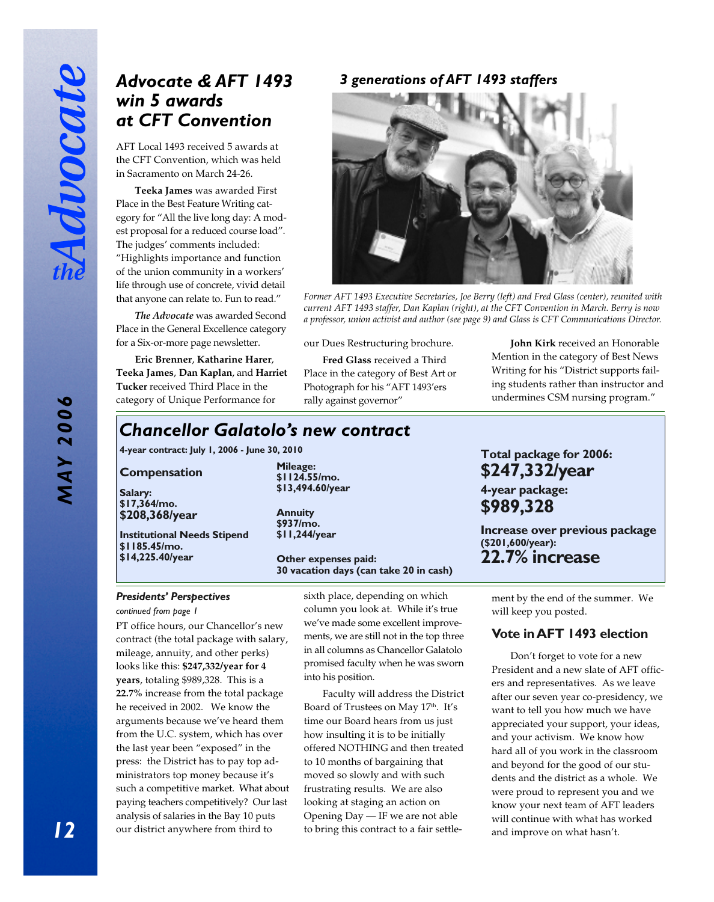## Advocate & AFT 1493 win 5 awards at CFT Convention

AFT Local 1493 received 5 awards at the CFT Convention, which was held in Sacramento on March 24-26.

**Teeka James** was awarded First Place in the Best Feature Writing category for "All the live long day: A modest proposal for a reduced course load". The judges' comments included: "Highlights importance and function of the union community in a workers' life through use of concrete, vivid detail that anyone can relate to. Fun to read."

*The Advocate* was awarded Second Place in the General Excellence category for a Six-or-more page newsletter.

**Eric Brenner**, **Katharine Harer**, **Teeka James**, **Dan Kaplan**, and **Harriet Tucker** received Third Place in the category of Unique Performance for our Dues Restructuring brochure.

**Fred Glass** received a Third Place in the category of Best Art or Photograph for his "AFT 1493'ers rally against governor"

**John Kirk** received an Honorable Mention in the category of Best News Writing for his "District supports failing students rather than instructor and undermines CSM nursing program."

## 3 generations of AFT 1493 staffers

*Former AFT 1493 Executive Secretaries, Joe Berry (left) and Fred Glass (center), reunited with current AFT 1493 staffer, Dan Kaplan (right), at the CFT Convention in March. Berry is now a professor, union activist and author (see page 9) and Glass is CFT Communications Director.*

## Chancellor Galatolo's new contract

**4-year contract: July 1, 2006 - June 30, 2010**

### Compensation

**Salary:**
**$17,364/mo.**
**$208,368/year**

**Institutional Needs Stipend**
**$1185.45/mo.**
**$14,225.40/year**

**Mileage:**
**$1124.55/mo.**
**$13,494.60/year**

**Annuity**
**$937/mo.**
**$11,244/year**

**Other expenses paid:**
**30 vacation days (can take 20 in cash)**

**Total package for 2006:**
**$247,332/year**

**4-year package:**
**$989,328**

**Increase over previous package**
**($201,600/year):**
**22.7% increase**

### *Presidents' Perspectives*

*continued from page 1*

PT office hours, our Chancellor's new contract (the total package with salary, mileage, annuity, and other perks) looks like this: **$247,332/year for 4 years**, totaling $989,328. This is a **22.7%** increase from the total package he received in 2002. We know the arguments because we've heard them from the U.C. system, which has over the last year been "exposed" in the press: the District has to pay top administrators top money because it's such a competitive market. What about paying teachers competitively? Our last analysis of salaries in the Bay 10 puts our district anywhere from third to sixth place, depending on which column you look at. While it's true we've made some excellent improvements, we are still not in the top three in all columns as Chancellor Galatolo promised faculty when he was sworn into his position.

Faculty will address the District Board of Trustees on May 17th. It's time our Board hears from us just how insulting it is to be initially offered NOTHING and then treated to 10 months of bargaining that moved so slowly and with such frustrating results. We are also looking at staging an action on Opening Day — IF we are not able to bring this contract to a fair settlement by the end of the summer. We will keep you posted.

### Vote in AFT 1493 election

Don't forget to vote for a new President and a new slate of AFT officers and representatives. As we leave after our seven year co-presidency, we want to tell you how much we have appreciated your support, your ideas, and your activism. We know how hard all of you work in the classroom and beyond for the good of our students and the district as a whole. We were proud to represent you and we know your next team of AFT leaders will continue with what has worked and improve on what hasn't.